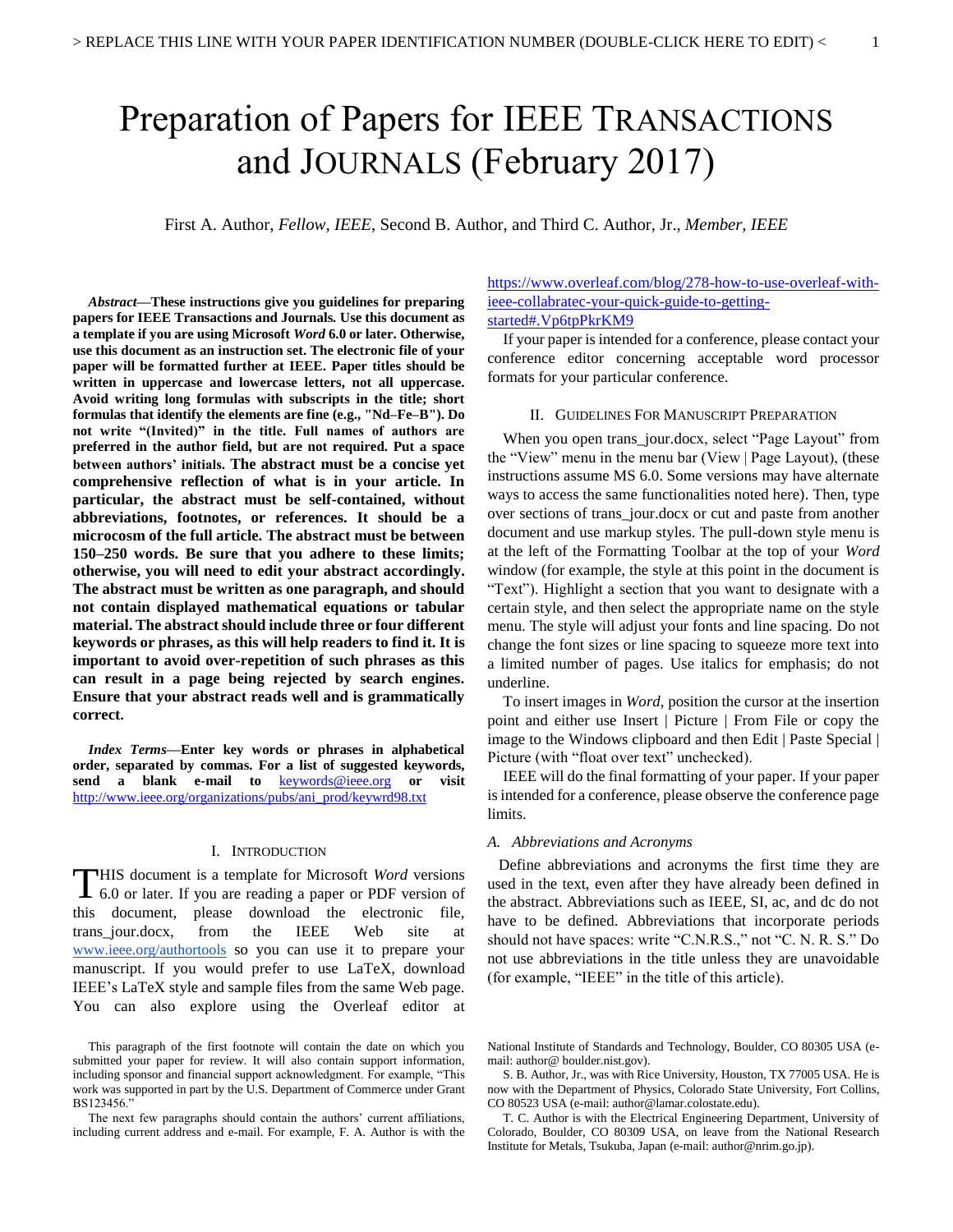# Preparation of Papers for IEEE TRANSACTIONS and JOURNALS (February 2017)

First A. Author, *Fellow, IEEE*, Second B. Author, and Third C. Author, Jr., *Member, IEEE*

***Abstract*—These instructions give you guidelines for preparing papers for IEEE Transactions and Journals. Use this document as a template if you are using Microsoft *Word* 6.0 or later. Otherwise, use this document as an instruction set. The electronic file of your paper will be formatted further at IEEE. Paper titles should be written in uppercase and lowercase letters, not all uppercase. Avoid writing long formulas with subscripts in the title; short formulas that identify the elements are fine (e.g., "Nd–Fe–B"). Do not write "(Invited)" in the title. Full names of authors are preferred in the author field, but are not required. Put a space between authors' initials. The abstract must be a concise yet comprehensive reflection of what is in your article. In particular, the abstract must be self-contained, without abbreviations, footnotes, or references. It should be a microcosm of the full article. The abstract must be between 150–250 words. Be sure that you adhere to these limits; otherwise, you will need to edit your abstract accordingly. The abstract must be written as one paragraph, and should not contain displayed mathematical equations or tabular material. The abstract should include three or four different keywords or phrases, as this will help readers to find it. It is important to avoid over-repetition of such phrases as this can result in a page being rejected by search engines. Ensure that your abstract reads well and is grammatically correct.**

***Index Terms*—Enter key words or phrases in alphabetical order, separated by commas. For a list of suggested keywords, send a blank e-mail to** keywords@ieee.org **or visit** http://www.ieee.org/organizations/pubs/ani_prod/keywrd98.txt

## I. Introduction

THIS document is a template for Microsoft *Word* versions 6.0 or later. If you are reading a paper or PDF version of this document, please download the electronic file, trans_jour.docx, from the IEEE Web site at www.ieee.org/authortools so you can use it to prepare your manuscript. If you would prefer to use LaTeX, download IEEE's LaTeX style and sample files from the same Web page. You can also explore using the Overleaf editor at https://www.overleaf.com/blog/278-how-to-use-overleaf-with-ieee-collabratec-your-quick-guide-to-getting-started#.Vp6tpPkrKM9

If your paper is intended for a conference, please contact your conference editor concerning acceptable word processor formats for your particular conference.

## II. Guidelines For Manuscript Preparation

When you open trans_jour.docx, select "Page Layout" from the "View" menu in the menu bar (View | Page Layout), (these instructions assume MS 6.0. Some versions may have alternate ways to access the same functionalities noted here). Then, type over sections of trans_jour.docx or cut and paste from another document and use markup styles. The pull-down style menu is at the left of the Formatting Toolbar at the top of your *Word* window (for example, the style at this point in the document is "Text"). Highlight a section that you want to designate with a certain style, and then select the appropriate name on the style menu. The style will adjust your fonts and line spacing. Do not change the font sizes or line spacing to squeeze more text into a limited number of pages. Use italics for emphasis; do not underline.

To insert images in *Word*, position the cursor at the insertion point and either use Insert | Picture | From File or copy the image to the Windows clipboard and then Edit | Paste Special | Picture (with "float over text" unchecked).

IEEE will do the final formatting of your paper. If your paper is intended for a conference, please observe the conference page limits.

### *A. Abbreviations and Acronyms*

Define abbreviations and acronyms the first time they are used in the text, even after they have already been defined in the abstract. Abbreviations such as IEEE, SI, ac, and dc do not have to be defined. Abbreviations that incorporate periods should not have spaces: write "C.N.R.S.," not "C. N. R. S." Do not use abbreviations in the title unless they are unavoidable (for example, "IEEE" in the title of this article).

---

This paragraph of the first footnote will contain the date on which you submitted your paper for review. It will also contain support information, including sponsor and financial support acknowledgment. For example, "This work was supported in part by the U.S. Department of Commerce under Grant BS123456."

The next few paragraphs should contain the authors' current affiliations, including current address and e-mail. For example, F. A. Author is with the National Institute of Standards and Technology, Boulder, CO 80305 USA (e-mail: author@ boulder.nist.gov).

S. B. Author, Jr., was with Rice University, Houston, TX 77005 USA. He is now with the Department of Physics, Colorado State University, Fort Collins, CO 80523 USA (e-mail: author@lamar.colostate.edu).

T. C. Author is with the Electrical Engineering Department, University of Colorado, Boulder, CO 80309 USA, on leave from the National Research Institute for Metals, Tsukuba, Japan (e-mail: author@nrim.go.jp).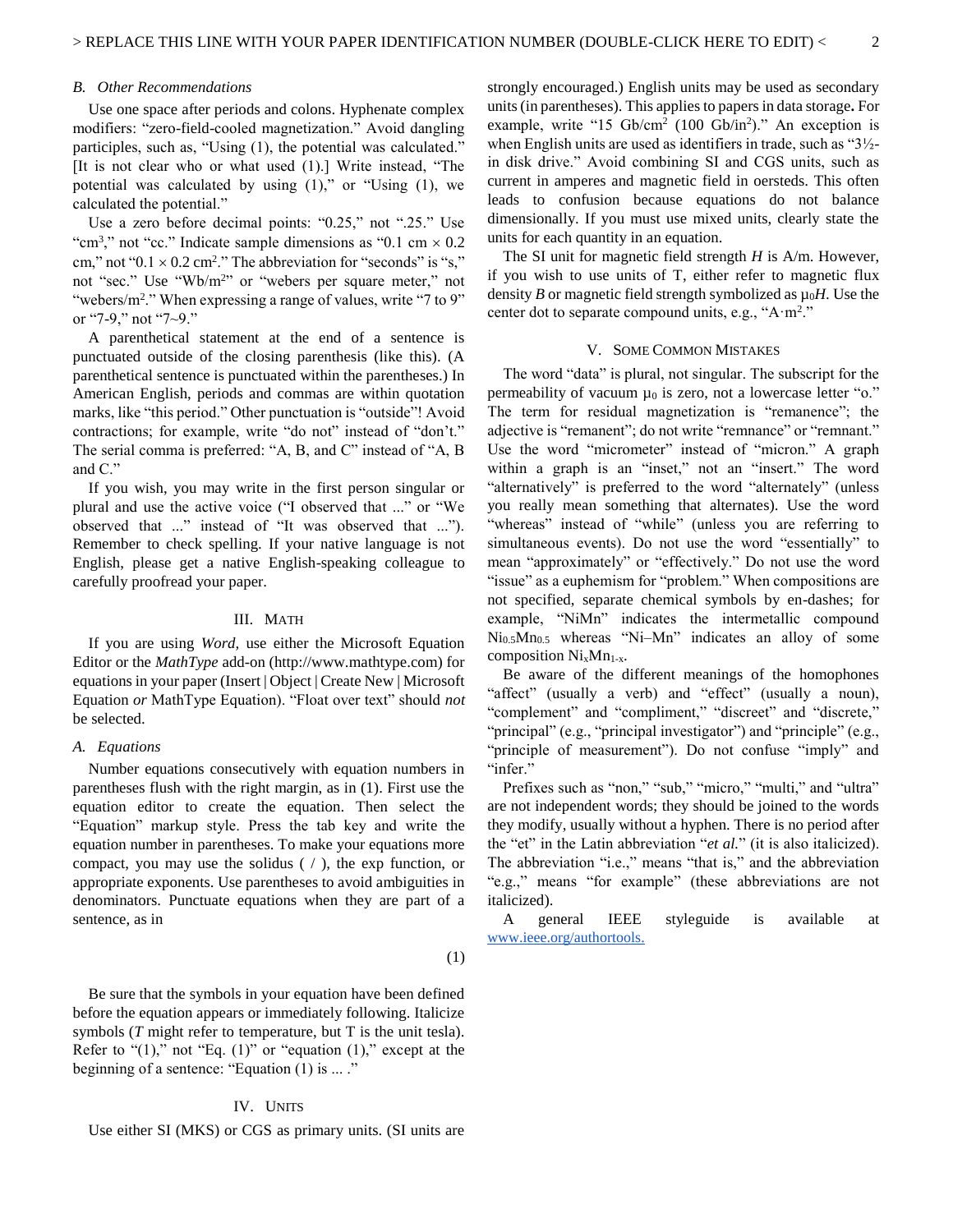### B. *Other Recommendations*

Use one space after periods and colons. Hyphenate complex modifiers: "zero-field-cooled magnetization." Avoid dangling participles, such as, "Using (1), the potential was calculated." [It is not clear who or what used (1).] Write instead, "The potential was calculated by using (1)," or "Using (1), we calculated the potential."

Use a zero before decimal points: "0.25," not ".25." Use "$cm^3$," not "cc." Indicate sample dimensions as "0.1 cm × 0.2 cm," not "0.1 × 0.2 $cm^2$." The abbreviation for "seconds" is "s," not "sec." Use "$Wb/m^2$" or "webers per square meter," not "webers/$m^2$." When expressing a range of values, write "7 to 9" or "7-9," not "7~9."

A parenthetical statement at the end of a sentence is punctuated outside of the closing parenthesis (like this). (A parenthetical sentence is punctuated within the parentheses.) In American English, periods and commas are within quotation marks, like "this period." Other punctuation is "outside"! Avoid contractions; for example, write "do not" instead of "don't." The serial comma is preferred: "A, B, and C" instead of "A, B and C."

If you wish, you may write in the first person singular or plural and use the active voice ("I observed that ..." or "We observed that ..." instead of "It was observed that ..."). Remember to check spelling. If your native language is not English, please get a native English-speaking colleague to carefully proofread your paper.

## III. Math

If you are using *Word,* use either the Microsoft Equation Editor or the *MathType* add-on (http://www.mathtype.com) for equations in your paper (Insert | Object | Create New | Microsoft Equation *or* MathType Equation). "Float over text" should *not* be selected.

### A. *Equations*

Number equations consecutively with equation numbers in parentheses flush with the right margin, as in (1). First use the equation editor to create the equation. Then select the "Equation" markup style. Press the tab key and write the equation number in parentheses. To make your equations more compact, you may use the solidus ( / ), the exp function, or appropriate exponents. Use parentheses to avoid ambiguities in denominators. Punctuate equations when they are part of a sentence, as in

(1)

Be sure that the symbols in your equation have been defined before the equation appears or immediately following. Italicize symbols (*T* might refer to temperature, but T is the unit tesla). Refer to "(1)," not "Eq. (1)" or "equation (1)," except at the beginning of a sentence: "Equation (1) is ... ."

## IV. Units

Use either SI (MKS) or CGS as primary units. (SI units are strongly encouraged.) English units may be used as secondary units (in parentheses). This applies to papers in data storage**.** For example, write "15 $Gb/cm^2$ (100 $Gb/in^2$)." An exception is when English units are used as identifiers in trade, such as "3½-in disk drive." Avoid combining SI and CGS units, such as current in amperes and magnetic field in oersteds. This often leads to confusion because equations do not balance dimensionally. If you must use mixed units, clearly state the units for each quantity in an equation.

The SI unit for magnetic field strength *H* is A/m. However, if you wish to use units of T, either refer to magnetic flux density *B* or magnetic field strength symbolized as $\mu_0 H$. Use the center dot to separate compound units, e.g., "$A \cdot m^2$."

## V. Some Common Mistakes

The word "data" is plural, not singular. The subscript for the permeability of vacuum $\mu_0$ is zero, not a lowercase letter "o." The term for residual magnetization is "remanence"; the adjective is "remanent"; do not write "remnance" or "remnant." Use the word "micrometer" instead of "micron." A graph within a graph is an "inset," not an "insert." The word "alternatively" is preferred to the word "alternately" (unless you really mean something that alternates). Use the word "whereas" instead of "while" (unless you are referring to simultaneous events). Do not use the word "essentially" to mean "approximately" or "effectively." Do not use the word "issue" as a euphemism for "problem." When compositions are not specified, separate chemical symbols by en-dashes; for example, "NiMn" indicates the intermetallic compound $Ni_{0.5}Mn_{0.5}$ whereas "Ni–Mn" indicates an alloy of some composition $Ni_xMn_{1-x}$.

Be aware of the different meanings of the homophones "affect" (usually a verb) and "effect" (usually a noun), "complement" and "compliment," "discreet" and "discrete," "principal" (e.g., "principal investigator") and "principle" (e.g., "principle of measurement"). Do not confuse "imply" and "infer."

Prefixes such as "non," "sub," "micro," "multi," and "ultra" are not independent words; they should be joined to the words they modify, usually without a hyphen. There is no period after the "et" in the Latin abbreviation "*et al.*" (it is also italicized). The abbreviation "i.e.," means "that is," and the abbreviation "e.g.," means "for example" (these abbreviations are not italicized).

A general IEEE styleguide is available at www.ieee.org/authortools.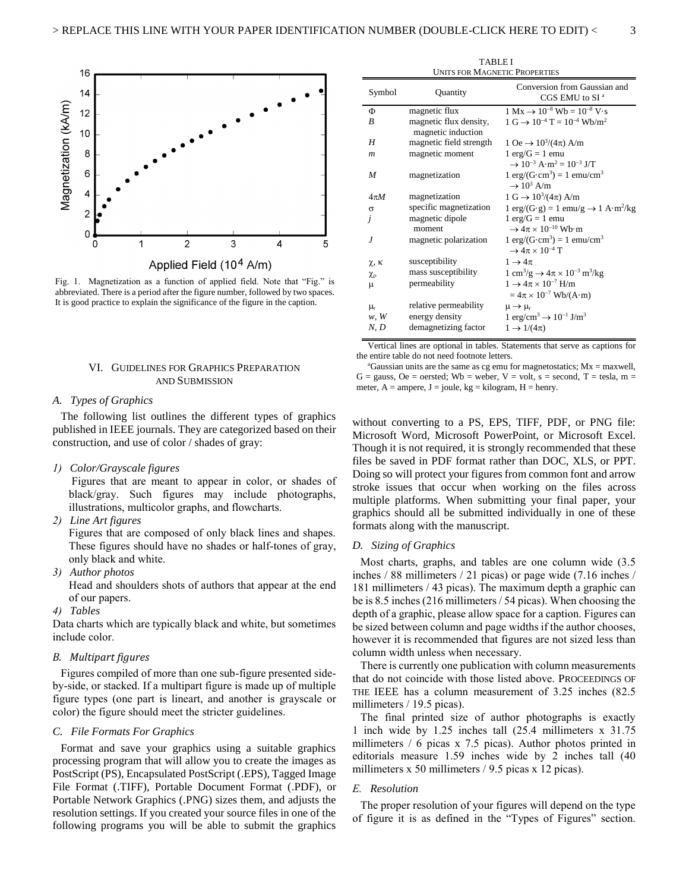Fig. 1. Magnetization as a function of applied field. Note that "Fig." is abbreviated. There is a period after the figure number, followed by two spaces. It is good practice to explain the significance of the figure in the caption.

TABLE I
UNITS FOR MAGNETIC PROPERTIES

| Symbol | Quantity | Conversion from Gaussian and CGS EMU to SI [a] |
|---|---|---|
| $\Phi$ | magnetic flux | $1\ \text{Mx} \rightarrow 10^{-8}\ \text{Wb} = 10^{-8}\ \text{V}\cdot\text{s}$ |
| $B$ | magnetic flux density, magnetic induction | $1\ \text{G} \rightarrow 10^{-4}\ \text{T} = 10^{-4}\ \text{Wb/m}^2$ |
| $H$ | magnetic field strength | $1\ \text{Oe} \rightarrow 10^3/(4\pi)\ \text{A/m}$ |
| $m$ | magnetic moment | $1\ \text{erg/G} = 1\ \text{emu} \rightarrow 10^{-3}\ \text{A}\cdot\text{m}^2 = 10^{-3}\ \text{J/T}$ |
| $M$ | magnetization | $1\ \text{erg/(G}\cdot\text{cm}^3) = 1\ \text{emu/cm}^3 \rightarrow 10^3\ \text{A/m}$ |
| $4\pi M$ | magnetization | $1\ \text{G} \rightarrow 10^3/(4\pi)\ \text{A/m}$ |
| $\sigma$ | specific magnetization | $1\ \text{erg/(G}\cdot\text{g)} = 1\ \text{emu/g} \rightarrow 1\ \text{A}\cdot\text{m}^2/\text{kg}$ |
| $j$ | magnetic dipole moment | $1\ \text{erg/G} = 1\ \text{emu} \rightarrow 4\pi \times 10^{-10}\ \text{Wb}\cdot\text{m}$ |
| $J$ | magnetic polarization | $1\ \text{erg/(G}\cdot\text{cm}^3) = 1\ \text{emu/cm}^3 \rightarrow 4\pi \times 10^{-4}\ \text{T}$ |
| $\chi, \kappa$ | susceptibility | $1 \rightarrow 4\pi$ |
| $\chi_\rho$ | mass susceptibility | $1\ \text{cm}^3/\text{g} \rightarrow 4\pi \times 10^{-3}\ \text{m}^3/\text{kg}$ |
| $\mu$ | permeability | $1 \rightarrow 4\pi \times 10^{-7}\ \text{H/m} = 4\pi \times 10^{-7}\ \text{Wb/(A}\cdot\text{m)}$ |
| $\mu_r$ | relative permeability | $\mu \rightarrow \mu_r$ |
| $w, W$ | energy density | $1\ \text{erg/cm}^3 \rightarrow 10^{-1}\ \text{J/m}^3$ |
| $N, D$ | demagnetizing factor | $1 \rightarrow 1/(4\pi)$ |

Vertical lines are optional in tables. Statements that serve as captions for the entire table do not need footnote letters.

[a]Gaussian units are the same as cg emu for magnetostatics; Mx = maxwell, G = gauss, Oe = oersted; Wb = weber, V = volt, s = second, T = tesla, m = meter, A = ampere, J = joule, kg = kilogram, H = henry.

## VI. Guidelines for Graphics Preparation and Submission

### *A. Types of Graphics*

The following list outlines the different types of graphics published in IEEE journals. They are categorized based on their construction, and use of color / shades of gray:

*1) Color/Grayscale figures*

Figures that are meant to appear in color, or shades of black/gray. Such figures may include photographs, illustrations, multicolor graphs, and flowcharts.

*2) Line Art figures*

Figures that are composed of only black lines and shapes. These figures should have no shades or half-tones of gray, only black and white.

*3) Author photos*

Head and shoulders shots of authors that appear at the end of our papers.

*4) Tables*

Data charts which are typically black and white, but sometimes include color.

### *B. Multipart figures*

Figures compiled of more than one sub-figure presented side-by-side, or stacked. If a multipart figure is made up of multiple figure types (one part is lineart, and another is grayscale or color) the figure should meet the stricter guidelines.

### *C. File Formats For Graphics*

Format and save your graphics using a suitable graphics processing program that will allow you to create the images as PostScript (PS), Encapsulated PostScript (.EPS), Tagged Image File Format (.TIFF), Portable Document Format (.PDF), or Portable Network Graphics (.PNG) sizes them, and adjusts the resolution settings. If you created your source files in one of the following programs you will be able to submit the graphics without converting to a PS, EPS, TIFF, PDF, or PNG file: Microsoft Word, Microsoft PowerPoint, or Microsoft Excel. Though it is not required, it is strongly recommended that these files be saved in PDF format rather than DOC, XLS, or PPT. Doing so will protect your figures from common font and arrow stroke issues that occur when working on the files across multiple platforms. When submitting your final paper, your graphics should all be submitted individually in one of these formats along with the manuscript.

### *D. Sizing of Graphics*

Most charts, graphs, and tables are one column wide (3.5 inches / 88 millimeters / 21 picas) or page wide (7.16 inches / 181 millimeters / 43 picas). The maximum depth a graphic can be is 8.5 inches (216 millimeters / 54 picas). When choosing the depth of a graphic, please allow space for a caption. Figures can be sized between column and page widths if the author chooses, however it is recommended that figures are not sized less than column width unless when necessary.

There is currently one publication with column measurements that do not coincide with those listed above. PROCEEDINGS OF THE IEEE has a column measurement of 3.25 inches (82.5 millimeters / 19.5 picas).

The final printed size of author photographs is exactly 1 inch wide by 1.25 inches tall (25.4 millimeters x 31.75 millimeters / 6 picas x 7.5 picas). Author photos printed in editorials measure 1.59 inches wide by 2 inches tall (40 millimeters x 50 millimeters / 9.5 picas x 12 picas).

### *E. Resolution*

The proper resolution of your figures will depend on the type of figure it is as defined in the "Types of Figures" section.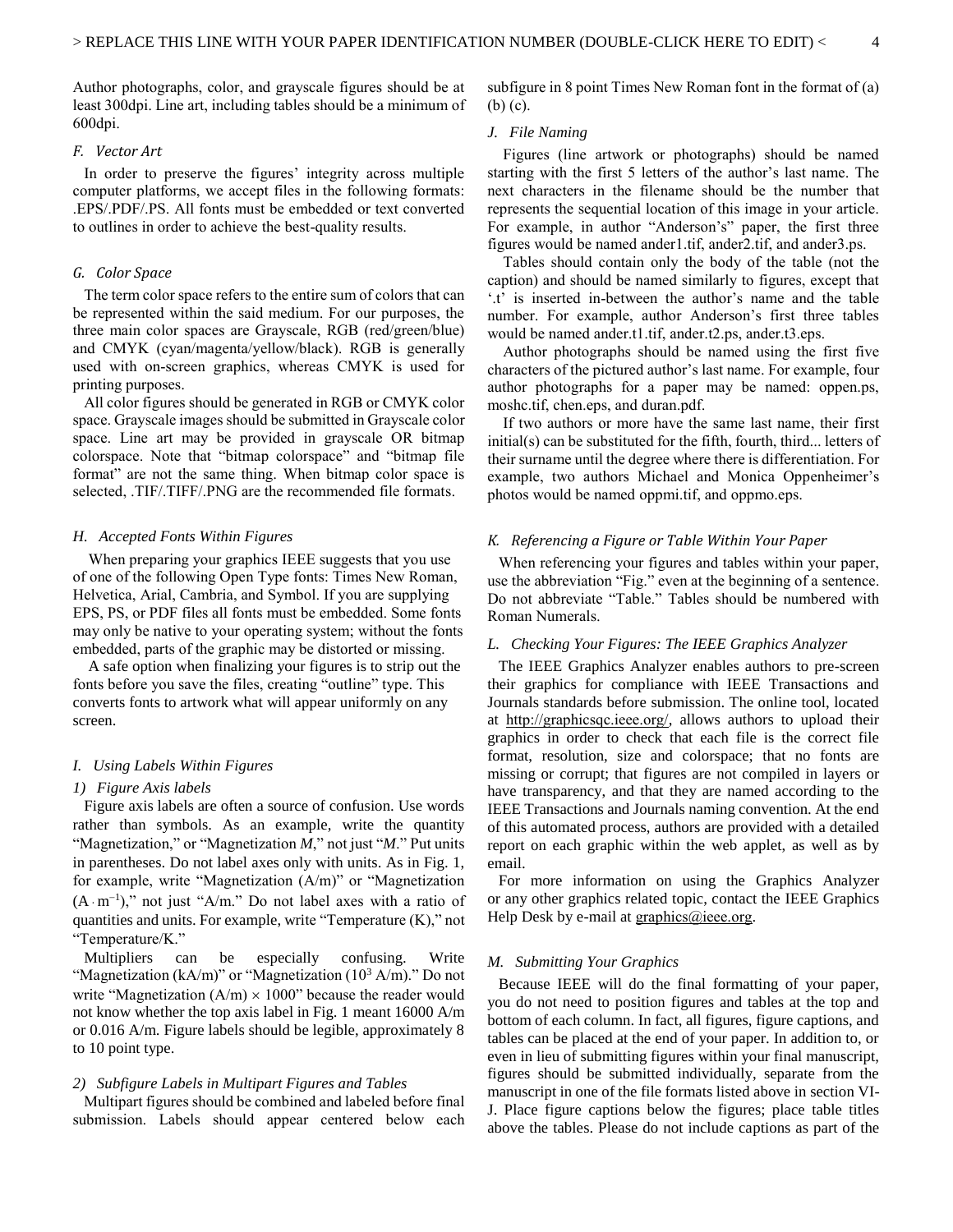Author photographs, color, and grayscale figures should be at least 300dpi. Line art, including tables should be a minimum of 600dpi.

### *F. Vector Art*

In order to preserve the figures' integrity across multiple computer platforms, we accept files in the following formats: .EPS/.PDF/.PS. All fonts must be embedded or text converted to outlines in order to achieve the best-quality results.

### *G. Color Space*

The term color space refers to the entire sum of colors that can be represented within the said medium. For our purposes, the three main color spaces are Grayscale, RGB (red/green/blue) and CMYK (cyan/magenta/yellow/black). RGB is generally used with on-screen graphics, whereas CMYK is used for printing purposes.

All color figures should be generated in RGB or CMYK color space. Grayscale images should be submitted in Grayscale color space. Line art may be provided in grayscale OR bitmap colorspace. Note that "bitmap colorspace" and "bitmap file format" are not the same thing. When bitmap color space is selected, .TIF/.TIFF/.PNG are the recommended file formats.

### *H. Accepted Fonts Within Figures*

When preparing your graphics IEEE suggests that you use of one of the following Open Type fonts: Times New Roman, Helvetica, Arial, Cambria, and Symbol. If you are supplying EPS, PS, or PDF files all fonts must be embedded. Some fonts may only be native to your operating system; without the fonts embedded, parts of the graphic may be distorted or missing.

A safe option when finalizing your figures is to strip out the fonts before you save the files, creating "outline" type. This converts fonts to artwork what will appear uniformly on any screen.

### *I. Using Labels Within Figures*

#### *1) Figure Axis labels*

Figure axis labels are often a source of confusion. Use words rather than symbols. As an example, write the quantity "Magnetization," or "Magnetization *M*," not just "*M*." Put units in parentheses. Do not label axes only with units. As in Fig. 1, for example, write "Magnetization (A/m)" or "Magnetization ($\mathrm{A \cdot m^{-1}}$)," not just "A/m." Do not label axes with a ratio of quantities and units. For example, write "Temperature (K)," not "Temperature/K."

Multipliers can be especially confusing. Write "Magnetization (kA/m)" or "Magnetization ($10^3$ A/m)." Do not write "Magnetization (A/m) $\times$ 1000" because the reader would not know whether the top axis label in Fig. 1 meant 16000 A/m or 0.016 A/m. Figure labels should be legible, approximately 8 to 10 point type.

#### *2) Subfigure Labels in Multipart Figures and Tables*

Multipart figures should be combined and labeled before final submission. Labels should appear centered below each subfigure in 8 point Times New Roman font in the format of (a) (b) (c).

### *J. File Naming*

Figures (line artwork or photographs) should be named starting with the first 5 letters of the author's last name. The next characters in the filename should be the number that represents the sequential location of this image in your article. For example, in author "Anderson's" paper, the first three figures would be named ander1.tif, ander2.tif, and ander3.ps.

Tables should contain only the body of the table (not the caption) and should be named similarly to figures, except that '.t' is inserted in-between the author's name and the table number. For example, author Anderson's first three tables would be named ander.t1.tif, ander.t2.ps, ander.t3.eps.

Author photographs should be named using the first five characters of the pictured author's last name. For example, four author photographs for a paper may be named: oppen.ps, moshc.tif, chen.eps, and duran.pdf.

If two authors or more have the same last name, their first initial(s) can be substituted for the fifth, fourth, third... letters of their surname until the degree where there is differentiation. For example, two authors Michael and Monica Oppenheimer's photos would be named oppmi.tif, and oppmo.eps.

### *K. Referencing a Figure or Table Within Your Paper*

When referencing your figures and tables within your paper, use the abbreviation "Fig." even at the beginning of a sentence. Do not abbreviate "Table." Tables should be numbered with Roman Numerals.

### *L. Checking Your Figures: The IEEE Graphics Analyzer*

The IEEE Graphics Analyzer enables authors to pre-screen their graphics for compliance with IEEE Transactions and Journals standards before submission. The online tool, located at http://graphicsqc.ieee.org/, allows authors to upload their graphics in order to check that each file is the correct file format, resolution, size and colorspace; that no fonts are missing or corrupt; that figures are not compiled in layers or have transparency, and that they are named according to the IEEE Transactions and Journals naming convention. At the end of this automated process, authors are provided with a detailed report on each graphic within the web applet, as well as by email.

For more information on using the Graphics Analyzer or any other graphics related topic, contact the IEEE Graphics Help Desk by e-mail at graphics@ieee.org.

### *M. Submitting Your Graphics*

Because IEEE will do the final formatting of your paper, you do not need to position figures and tables at the top and bottom of each column. In fact, all figures, figure captions, and tables can be placed at the end of your paper. In addition to, or even in lieu of submitting figures within your final manuscript, figures should be submitted individually, separate from the manuscript in one of the file formats listed above in section VI-J. Place figure captions below the figures; place table titles above the tables. Please do not include captions as part of the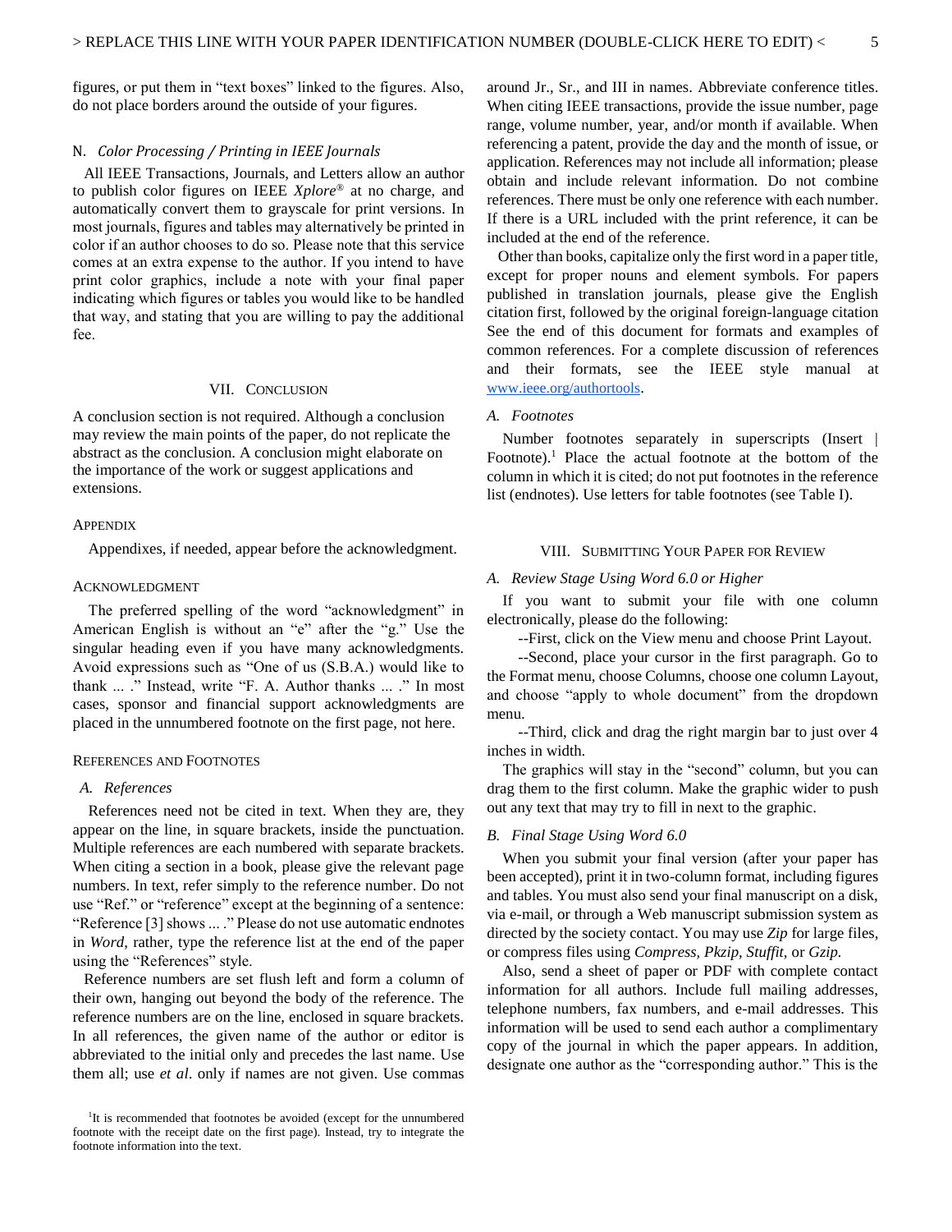figures, or put them in "text boxes" linked to the figures. Also, do not place borders around the outside of your figures.

### N. *Color Processing / Printing in IEEE Journals*

All IEEE Transactions, Journals, and Letters allow an author to publish color figures on IEEE *Xplore*® at no charge, and automatically convert them to grayscale for print versions. In most journals, figures and tables may alternatively be printed in color if an author chooses to do so. Please note that this service comes at an extra expense to the author. If you intend to have print color graphics, include a note with your final paper indicating which figures or tables you would like to be handled that way, and stating that you are willing to pay the additional fee.

## VII. Conclusion

A conclusion section is not required. Although a conclusion may review the main points of the paper, do not replicate the abstract as the conclusion. A conclusion might elaborate on the importance of the work or suggest applications and extensions.

## Appendix

Appendixes, if needed, appear before the acknowledgment.

## Acknowledgment

The preferred spelling of the word "acknowledgment" in American English is without an "e" after the "g." Use the singular heading even if you have many acknowledgments. Avoid expressions such as "One of us (S.B.A.) would like to thank ... ." Instead, write "F. A. Author thanks ... ." In most cases, sponsor and financial support acknowledgments are placed in the unnumbered footnote on the first page, not here.

## References and Footnotes

### A. *References*

References need not be cited in text. When they are, they appear on the line, in square brackets, inside the punctuation. Multiple references are each numbered with separate brackets. When citing a section in a book, please give the relevant page numbers. In text, refer simply to the reference number. Do not use "Ref." or "reference" except at the beginning of a sentence: "Reference [3] shows ... ." Please do not use automatic endnotes in *Word*, rather, type the reference list at the end of the paper using the "References" style.

Reference numbers are set flush left and form a column of their own, hanging out beyond the body of the reference. The reference numbers are on the line, enclosed in square brackets. In all references, the given name of the author or editor is abbreviated to the initial only and precedes the last name. Use them all; use *et al*. only if names are not given. Use commas around Jr., Sr., and III in names. Abbreviate conference titles. When citing IEEE transactions, provide the issue number, page range, volume number, year, and/or month if available. When referencing a patent, provide the day and the month of issue, or application. References may not include all information; please obtain and include relevant information. Do not combine references. There must be only one reference with each number. If there is a URL included with the print reference, it can be included at the end of the reference.

Other than books, capitalize only the first word in a paper title, except for proper nouns and element symbols. For papers published in translation journals, please give the English citation first, followed by the original foreign-language citation See the end of this document for formats and examples of common references. For a complete discussion of references and their formats, see the IEEE style manual at www.ieee.org/authortools.

### A. *Footnotes*

Number footnotes separately in superscripts (Insert | Footnote).[1] Place the actual footnote at the bottom of the column in which it is cited; do not put footnotes in the reference list (endnotes). Use letters for table footnotes (see Table I).

[1]It is recommended that footnotes be avoided (except for the unnumbered footnote with the receipt date on the first page). Instead, try to integrate the footnote information into the text.

## VIII. Submitting Your Paper for Review

### A. *Review Stage Using Word 6.0 or Higher*

If you want to submit your file with one column electronically, please do the following:

--First, click on the View menu and choose Print Layout.

--Second, place your cursor in the first paragraph. Go to the Format menu, choose Columns, choose one column Layout, and choose "apply to whole document" from the dropdown menu.

--Third, click and drag the right margin bar to just over 4 inches in width.

The graphics will stay in the "second" column, but you can drag them to the first column. Make the graphic wider to push out any text that may try to fill in next to the graphic.

### B. *Final Stage Using Word 6.0*

When you submit your final version (after your paper has been accepted), print it in two-column format, including figures and tables. You must also send your final manuscript on a disk, via e-mail, or through a Web manuscript submission system as directed by the society contact. You may use *Zip* for large files, or compress files using *Compress, Pkzip, Stuffit,* or *Gzip.*

Also, send a sheet of paper or PDF with complete contact information for all authors. Include full mailing addresses, telephone numbers, fax numbers, and e-mail addresses. This information will be used to send each author a complimentary copy of the journal in which the paper appears. In addition, designate one author as the "corresponding author." This is the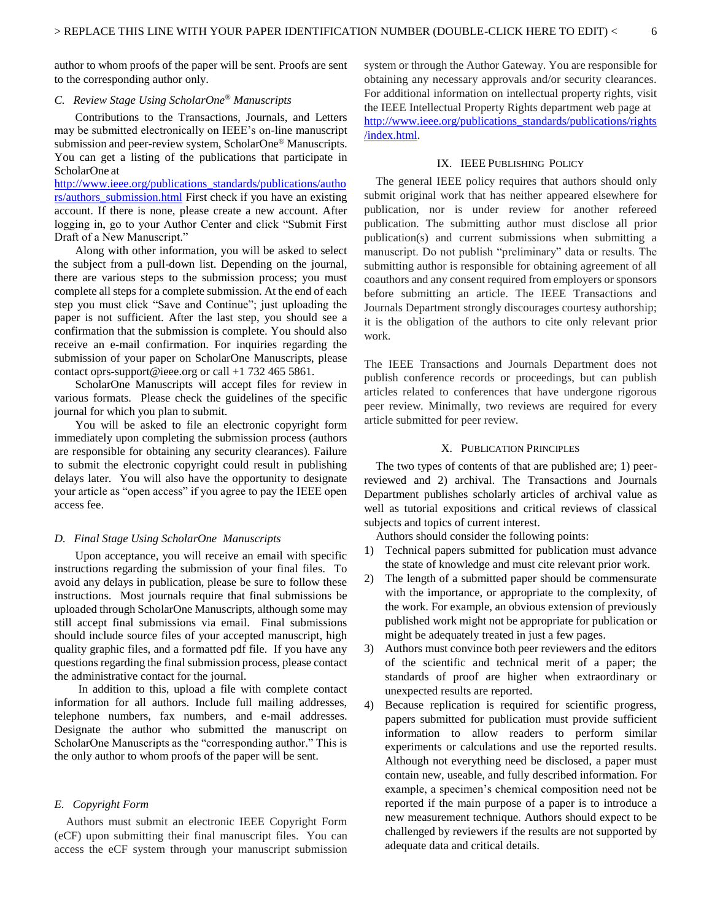author to whom proofs of the paper will be sent. Proofs are sent to the corresponding author only.

### *C. Review Stage Using ScholarOne® Manuscripts*

Contributions to the Transactions, Journals, and Letters may be submitted electronically on IEEE's on-line manuscript submission and peer-review system, ScholarOne® Manuscripts. You can get a listing of the publications that participate in ScholarOne at http://www.ieee.org/publications_standards/publications/authors/authors_submission.html First check if you have an existing account. If there is none, please create a new account. After logging in, go to your Author Center and click "Submit First Draft of a New Manuscript."

Along with other information, you will be asked to select the subject from a pull-down list. Depending on the journal, there are various steps to the submission process; you must complete all steps for a complete submission. At the end of each step you must click "Save and Continue"; just uploading the paper is not sufficient. After the last step, you should see a confirmation that the submission is complete. You should also receive an e-mail confirmation. For inquiries regarding the submission of your paper on ScholarOne Manuscripts, please contact oprs-support@ieee.org or call +1 732 465 5861.

ScholarOne Manuscripts will accept files for review in various formats. Please check the guidelines of the specific journal for which you plan to submit.

You will be asked to file an electronic copyright form immediately upon completing the submission process (authors are responsible for obtaining any security clearances). Failure to submit the electronic copyright could result in publishing delays later. You will also have the opportunity to designate your article as "open access" if you agree to pay the IEEE open access fee.

### *D. Final Stage Using ScholarOne Manuscripts*

Upon acceptance, you will receive an email with specific instructions regarding the submission of your final files. To avoid any delays in publication, please be sure to follow these instructions. Most journals require that final submissions be uploaded through ScholarOne Manuscripts, although some may still accept final submissions via email. Final submissions should include source files of your accepted manuscript, high quality graphic files, and a formatted pdf file. If you have any questions regarding the final submission process, please contact the administrative contact for the journal.

In addition to this, upload a file with complete contact information for all authors. Include full mailing addresses, telephone numbers, fax numbers, and e-mail addresses. Designate the author who submitted the manuscript on ScholarOne Manuscripts as the "corresponding author." This is the only author to whom proofs of the paper will be sent.

### *E. Copyright Form*

Authors must submit an electronic IEEE Copyright Form (eCF) upon submitting their final manuscript files. You can access the eCF system through your manuscript submission system or through the Author Gateway. You are responsible for obtaining any necessary approvals and/or security clearances. For additional information on intellectual property rights, visit the IEEE Intellectual Property Rights department web page at http://www.ieee.org/publications_standards/publications/rights/index.html.

## IX. IEEE Publishing Policy

The general IEEE policy requires that authors should only submit original work that has neither appeared elsewhere for publication, nor is under review for another refereed publication. The submitting author must disclose all prior publication(s) and current submissions when submitting a manuscript. Do not publish "preliminary" data or results. The submitting author is responsible for obtaining agreement of all coauthors and any consent required from employers or sponsors before submitting an article. The IEEE Transactions and Journals Department strongly discourages courtesy authorship; it is the obligation of the authors to cite only relevant prior work.

The IEEE Transactions and Journals Department does not publish conference records or proceedings, but can publish articles related to conferences that have undergone rigorous peer review. Minimally, two reviews are required for every article submitted for peer review.

## X. Publication Principles

The two types of contents of that are published are; 1) peer-reviewed and 2) archival. The Transactions and Journals Department publishes scholarly articles of archival value as well as tutorial expositions and critical reviews of classical subjects and topics of current interest.

Authors should consider the following points:

1) Technical papers submitted for publication must advance the state of knowledge and must cite relevant prior work.
2) The length of a submitted paper should be commensurate with the importance, or appropriate to the complexity, of the work. For example, an obvious extension of previously published work might not be appropriate for publication or might be adequately treated in just a few pages.
3) Authors must convince both peer reviewers and the editors of the scientific and technical merit of a paper; the standards of proof are higher when extraordinary or unexpected results are reported.
4) Because replication is required for scientific progress, papers submitted for publication must provide sufficient information to allow readers to perform similar experiments or calculations and use the reported results. Although not everything need be disclosed, a paper must contain new, useable, and fully described information. For example, a specimen's chemical composition need not be reported if the main purpose of a paper is to introduce a new measurement technique. Authors should expect to be challenged by reviewers if the results are not supported by adequate data and critical details.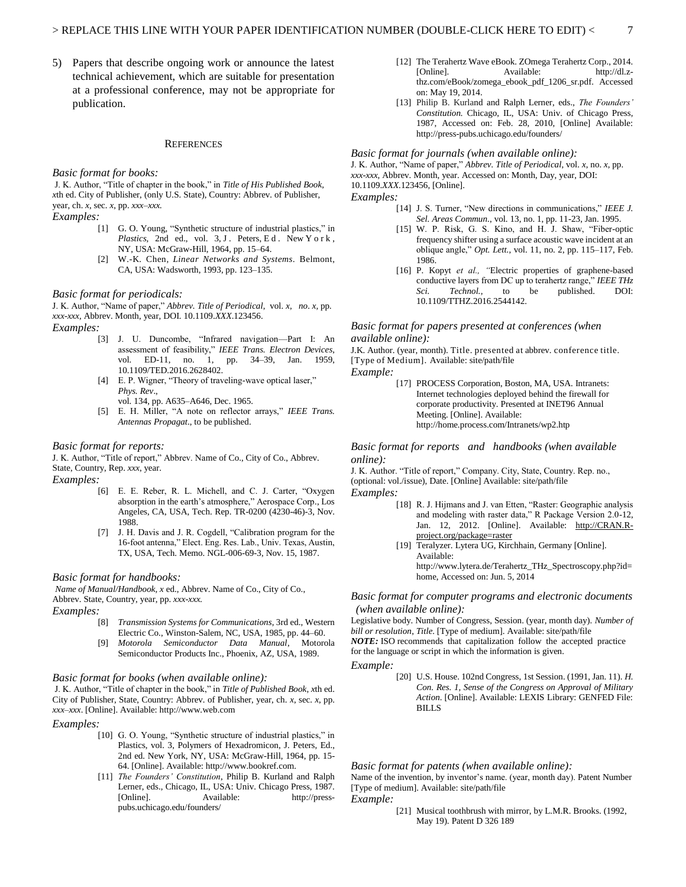5) Papers that describe ongoing work or announce the latest technical achievement, which are suitable for presentation at a professional conference, may not be appropriate for publication.

## References

*Basic format for books:*

J. K. Author, "Title of chapter in the book," in *Title of His Published Book, x*th ed. City of Publisher, (only U.S. State), Country: Abbrev. of Publisher, year, ch. *x*, sec. *x*, pp. *xxx–xxx.*

*Examples:*

[1] G. O. Young, "Synthetic structure of industrial plastics," in *Plastics,* 2nd ed., vol. 3, J. Peters, Ed. New York, NY, USA: McGraw-Hill, 1964, pp. 15–64.

[2] W.-K. Chen, *Linear Networks and Systems.* Belmont, CA, USA: Wadsworth, 1993, pp. 123–135.

*Basic format for periodicals:*

J. K. Author, "Name of paper," *Abbrev. Title of Periodical*, vol. *x, no*. *x*, pp. *xxx-xxx*, Abbrev. Month, year, DOI. 10.1109.*XXX*.123456.

*Examples:*

[3] J. U. Duncombe, "Infrared navigation—Part I: An assessment of feasibility," *IEEE Trans. Electron Devices*, vol. ED-11, no. 1, pp. 34–39, Jan. 1959, 10.1109/TED.2016.2628402.

[4] E. P. Wigner, "Theory of traveling-wave optical laser," *Phys. Rev*., vol. 134, pp. A635–A646, Dec. 1965.

[5] E. H. Miller, "A note on reflector arrays," *IEEE Trans. Antennas Propagat*., to be published.

*Basic format for reports:*

J. K. Author, "Title of report," Abbrev. Name of Co., City of Co., Abbrev. State, Country, Rep. *xxx*, year.

*Examples:*

[6] E. E. Reber, R. L. Michell, and C. J. Carter, "Oxygen absorption in the earth's atmosphere," Aerospace Corp., Los Angeles, CA, USA, Tech. Rep. TR-0200 (4230-46)-3, Nov. 1988.

[7] J. H. Davis and J. R. Cogdell, "Calibration program for the 16-foot antenna," Elect. Eng. Res. Lab., Univ. Texas, Austin, TX, USA, Tech. Memo. NGL-006-69-3, Nov. 15, 1987.

*Basic format for handbooks:*

*Name of Manual/Handbook, x* ed., Abbrev. Name of Co., City of Co., Abbrev. State, Country, year, pp. *xxx-xxx.*

*Examples:*

[8] *Transmission Systems for Communications*, 3rd ed., Western Electric Co., Winston-Salem, NC, USA, 1985, pp. 44–60.

[9] *Motorola Semiconductor Data Manual*, Motorola Semiconductor Products Inc., Phoenix, AZ, USA, 1989.

*Basic format for books (when available online):*

J. K. Author, "Title of chapter in the book," in *Title of Published Book, x*th ed. City of Publisher, State, Country: Abbrev. of Publisher, year, ch. *x*, sec. *x*, pp. *xxx–xxx*. [Online]. Available: http://www.web.com

*Examples:*

[10] G. O. Young, "Synthetic structure of industrial plastics," in Plastics, vol. 3, Polymers of Hexadromicon, J. Peters, Ed., 2nd ed. New York, NY, USA: McGraw-Hill, 1964, pp. 15-64. [Online]. Available: http://www.bookref.com.

[11] *The Founders' Constitution*, Philip B. Kurland and Ralph Lerner, eds., Chicago, IL, USA: Univ. Chicago Press, 1987. [Online]. Available: http://press-pubs.uchicago.edu/founders/

[12] The Terahertz Wave eBook. ZOmega Terahertz Corp., 2014. [Online]. Available: http://dl.z-thz.com/eBook/zomega_ebook_pdf_1206_sr.pdf. Accessed on: May 19, 2014.

[13] Philip B. Kurland and Ralph Lerner, eds., *The Founders' Constitution.* Chicago, IL, USA: Univ. of Chicago Press, 1987, Accessed on: Feb. 28, 2010, [Online] Available: http://press-pubs.uchicago.edu/founders/

*Basic format for journals (when available online):*

J. K. Author, "Name of paper," *Abbrev. Title of Periodical*, vol. *x*, no. *x*, pp. *xxx-xxx*, Abbrev. Month, year. Accessed on: Month, Day, year, DOI: 10.1109.*XXX*.123456, [Online].

*Examples:*

[14] J. S. Turner, "New directions in communications," *IEEE J. Sel. Areas Commun*., vol. 13, no. 1, pp. 11-23, Jan. 1995.

[15] W. P. Risk, G. S. Kino, and H. J. Shaw, "Fiber-optic frequency shifter using a surface acoustic wave incident at an oblique angle," *Opt. Lett.*, vol. 11, no. 2, pp. 115–117, Feb. 1986.

[16] P. Kopyt *et al., "*Electric properties of graphene-based conductive layers from DC up to terahertz range," *IEEE THz Sci. Technol.,* to be published. DOI: 10.1109/TTHZ.2016.2544142.

*Basic format for papers presented at conferences (when available online):*

J.K. Author. (year, month). Title. presented at abbrev. conference title. [Type of Medium]. Available: site/path/file

*Example:*

[17] PROCESS Corporation, Boston, MA, USA. Intranets: Internet technologies deployed behind the firewall for corporate productivity. Presented at INET96 Annual Meeting. [Online]. Available: http://home.process.com/Intranets/wp2.htp

*Basic format for reports and handbooks (when available online):*

J. K. Author. "Title of report," Company. City, State, Country. Rep. no., (optional: vol./issue), Date. [Online] Available: site/path/file

*Examples:*

[18] R. J. Hijmans and J. van Etten, "Raster: Geographic analysis and modeling with raster data," R Package Version 2.0-12, Jan. 12, 2012. [Online]. Available: http://CRAN.R-project.org/package=raster

[19] Teralyzer. Lytera UG, Kirchhain, Germany [Online]. Available: http://www.lytera.de/Terahertz_THz_Spectroscopy.php?id=home, Accessed on: Jun. 5, 2014

*Basic format for computer programs and electronic documents (when available online):*

Legislative body. Number of Congress, Session. (year, month day). *Number of bill or resolution*, *Title*. [Type of medium]. Available: site/path/file

***NOTE:*** ISO recommends that capitalization follow the accepted practice for the language or script in which the information is given.

*Example:*

[20] U.S. House. 102nd Congress, 1st Session. (1991, Jan. 11). *H. Con. Res. 1, Sense of the Congress on Approval of Military Action*. [Online]. Available: LEXIS Library: GENFED File: BILLS

*Basic format for patents (when available online):*

Name of the invention, by inventor's name. (year, month day). Patent Number [Type of medium]. Available: site/path/file

*Example:*

[21] Musical toothbrush with mirror, by L.M.R. Brooks. (1992, May 19). Patent D 326 189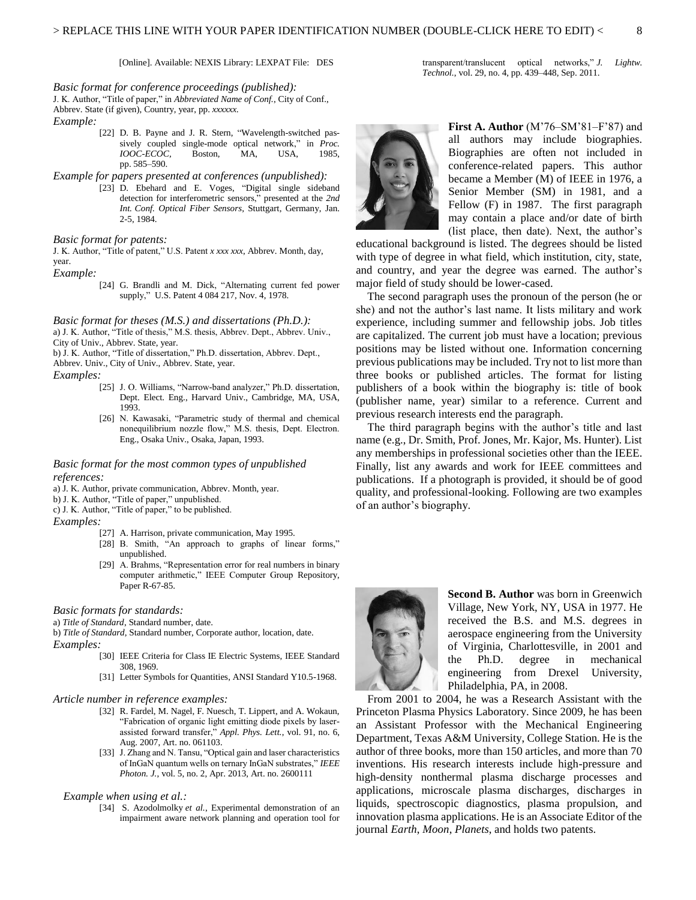[Online]. Available: NEXIS Library: LEXPAT File: DES

*Basic format for conference proceedings (published):*

J. K. Author, "Title of paper," in *Abbreviated Name of Conf.*, City of Conf., Abbrev. State (if given), Country, year, pp. *xxxxxx*.

*Example:*

[22] D. B. Payne and J. R. Stern, "Wavelength-switched passively coupled single-mode optical network," in *Proc. IOOC-ECOC,* Boston, MA, USA, 1985, pp. 585–590.

*Example for papers presented at conferences (unpublished):*

[23] D. Ebehard and E. Voges, "Digital single sideband detection for interferometric sensors," presented at the *2nd Int. Conf. Optical Fiber Sensors,* Stuttgart, Germany, Jan. 2-5, 1984.

*Basic format for patents:*

J. K. Author, "Title of patent," U.S. Patent *x xxx xxx*, Abbrev. Month, day, year.

*Example:*

[24] G. Brandli and M. Dick, "Alternating current fed power supply," U.S. Patent 4 084 217, Nov. 4, 1978.

*Basic format for theses (M.S.) and dissertations (Ph.D.):*

a) J. K. Author, "Title of thesis," M.S. thesis, Abbrev. Dept., Abbrev. Univ., City of Univ., Abbrev. State, year.

b) J. K. Author, "Title of dissertation," Ph.D. dissertation, Abbrev. Dept., Abbrev. Univ., City of Univ., Abbrev. State, year.

*Examples:*

[25] J. O. Williams, "Narrow-band analyzer," Ph.D. dissertation, Dept. Elect. Eng., Harvard Univ., Cambridge, MA, USA, 1993.

[26] N. Kawasaki, "Parametric study of thermal and chemical nonequilibrium nozzle flow," M.S. thesis, Dept. Electron. Eng., Osaka Univ., Osaka, Japan, 1993.

*Basic format for the most common types of unpublished references:*

a) J. K. Author, private communication, Abbrev. Month, year.

b) J. K. Author, "Title of paper," unpublished.

c) J. K. Author, "Title of paper," to be published.

*Examples:*

[27] A. Harrison, private communication, May 1995.

[28] B. Smith, "An approach to graphs of linear forms," unpublished.

[29] A. Brahms, "Representation error for real numbers in binary computer arithmetic," IEEE Computer Group Repository, Paper R-67-85.

*Basic formats for standards:*

a) *Title of Standard*, Standard number, date.

b) *Title of Standard*, Standard number, Corporate author, location, date.

*Examples:*

[30] IEEE Criteria for Class IE Electric Systems, IEEE Standard 308, 1969.

[31] Letter Symbols for Quantities, ANSI Standard Y10.5-1968.

*Article number in reference examples:*

[32] R. Fardel, M. Nagel, F. Nuesch, T. Lippert, and A. Wokaun, "Fabrication of organic light emitting diode pixels by laser-assisted forward transfer," *Appl. Phys. Lett.*, vol. 91, no. 6, Aug. 2007, Art. no. 061103.

[33] J. Zhang and N. Tansu, "Optical gain and laser characteristics of InGaN quantum wells on ternary InGaN substrates," *IEEE Photon. J.*, vol. 5, no. 2, Apr. 2013, Art. no. 2600111

*Example when using et al.:*

[34] S. Azodolmolky *et al.*, Experimental demonstration of an impairment aware network planning and operation tool for transparent/translucent optical networks," *J. Lightw. Technol.*, vol. 29, no. 4, pp. 439–448, Sep. 2011.

**First A. Author** (M'76–SM'81–F'87) and all authors may include biographies. Biographies are often not included in conference-related papers. This author became a Member (M) of IEEE in 1976, a Senior Member (SM) in 1981, and a Fellow (F) in 1987. The first paragraph may contain a place and/or date of birth (list place, then date). Next, the author's educational background is listed. The degrees should be listed with type of degree in what field, which institution, city, state, and country, and year the degree was earned. The author's major field of study should be lower-cased.

The second paragraph uses the pronoun of the person (he or she) and not the author's last name. It lists military and work experience, including summer and fellowship jobs. Job titles are capitalized. The current job must have a location; previous positions may be listed without one. Information concerning previous publications may be included. Try not to list more than three books or published articles. The format for listing publishers of a book within the biography is: title of book (publisher name, year) similar to a reference. Current and previous research interests end the paragraph.

The third paragraph begins with the author's title and last name (e.g., Dr. Smith, Prof. Jones, Mr. Kajor, Ms. Hunter). List any memberships in professional societies other than the IEEE. Finally, list any awards and work for IEEE committees and publications. If a photograph is provided, it should be of good quality, and professional-looking. Following are two examples of an author's biography.

**Second B. Author** was born in Greenwich Village, New York, NY, USA in 1977. He received the B.S. and M.S. degrees in aerospace engineering from the University of Virginia, Charlottesville, in 2001 and the Ph.D. degree in mechanical engineering from Drexel University, Philadelphia, PA, in 2008.

From 2001 to 2004, he was a Research Assistant with the Princeton Plasma Physics Laboratory. Since 2009, he has been an Assistant Professor with the Mechanical Engineering Department, Texas A&M University, College Station. He is the author of three books, more than 150 articles, and more than 70 inventions. His research interests include high-pressure and high-density nonthermal plasma discharge processes and applications, microscale plasma discharges, discharges in liquids, spectroscopic diagnostics, plasma propulsion, and innovation plasma applications. He is an Associate Editor of the journal *Earth*, *Moon*, *Planets*, and holds two patents.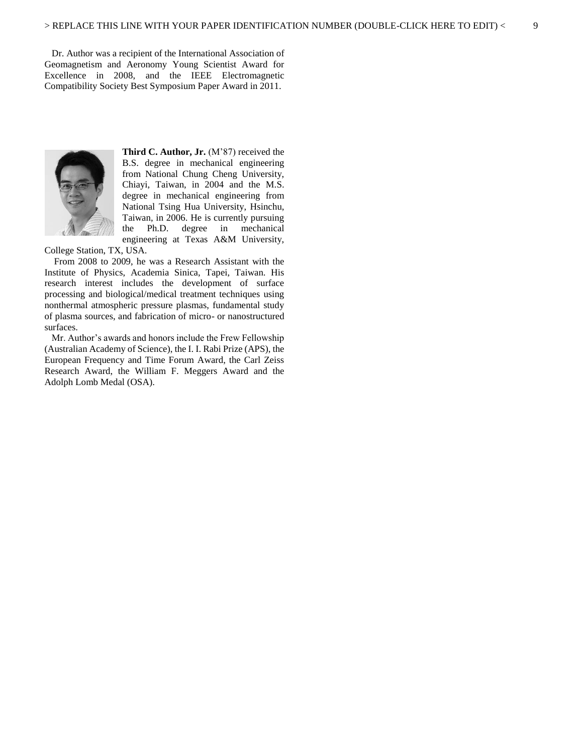Dr. Author was a recipient of the International Association of Geomagnetism and Aeronomy Young Scientist Award for Excellence in 2008, and the IEEE Electromagnetic Compatibility Society Best Symposium Paper Award in 2011.

**Third C. Author, Jr.** (M'87) received the B.S. degree in mechanical engineering from National Chung Cheng University, Chiayi, Taiwan, in 2004 and the M.S. degree in mechanical engineering from National Tsing Hua University, Hsinchu, Taiwan, in 2006. He is currently pursuing the Ph.D. degree in mechanical engineering at Texas A&M University, College Station, TX, USA.

From 2008 to 2009, he was a Research Assistant with the Institute of Physics, Academia Sinica, Tapei, Taiwan. His research interest includes the development of surface processing and biological/medical treatment techniques using nonthermal atmospheric pressure plasmas, fundamental study of plasma sources, and fabrication of micro- or nanostructured surfaces.

Mr. Author's awards and honors include the Frew Fellowship (Australian Academy of Science), the I. I. Rabi Prize (APS), the European Frequency and Time Forum Award, the Carl Zeiss Research Award, the William F. Meggers Award and the Adolph Lomb Medal (OSA).